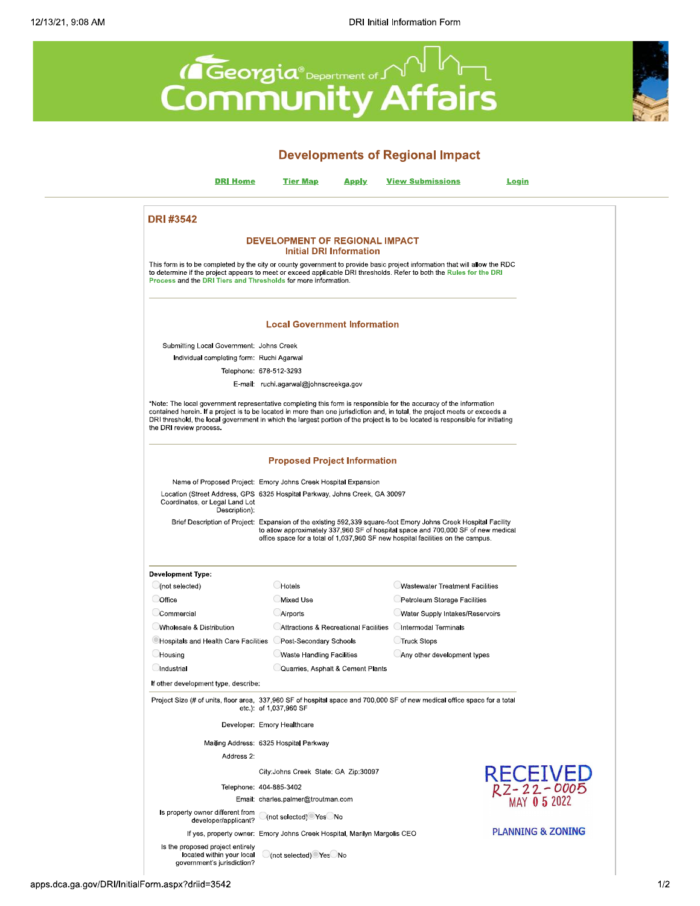# Georgia Department of Community Affairs

## Developments of Regional Impact

DRI Home | Tier Map | Apply | View Submissions | Login

### DRI #3542

### DEVELOPMENT OF REGIONAL IMPACT
#### Initial DRI Information

This form is to be completed by the city or county government to provide basic project information that will allow the RDC to determine if the project appears to meet or exceed applicable DRI thresholds. Refer to both the Rules for the DRI Process and the DRI Tiers and Thresholds for more information.

#### Local Government Information

Submitting Local Government: Johns Creek

Individual completing form: Ruchi Agarwal

Telephone: 678-512-3293

E-mail: ruchi.agarwal@johnscreekga.gov

*Note: The local government representative completing this form is responsible for the accuracy of the information contained herein. If a project is to be located in more than one jurisdiction and, in total, the project meets or exceeds a DRI threshold, the local government in which the largest portion of the project is to be located is responsible for initiating the DRI review process.

#### Proposed Project Information

Name of Proposed Project: Emory Johns Creek Hospital Expansion

Location (Street Address, GPS Coordinates, or Legal Land Lot Description): 6325 Hospital Parkway, Johns Creek, GA 30097

Brief Description of Project: Expansion of the existing 592,339 square-foot Emory Johns Creek Hospital Facility to allow approximately 337,960 SF of hospital space and 700,000 SF of new medical office space for a total of 1,037,960 SF new hospital facilities on the campus.

**Development Type:**

| | | |
|---|---|---|
| (not selected) | Hotels | Wastewater Treatment Facilities |
| Office | Mixed Use | Petroleum Storage Facilities |
| Commercial | Airports | Water Supply Intakes/Reservoirs |
| Wholesale & Distribution | Attractions & Recreational Facilities | Intermodal Terminals |
| (selected) Hospitals and Health Care Facilities | Post-Secondary Schools | Truck Stops |
| Housing | Waste Handling Facilities | Any other development types |
| Industrial | Quarries, Asphalt & Cement Plants | |

If other development type, describe:

Project Size (# of units, floor area, etc.): 337,960 SF of hospital space and 700,000 SF of new medical office space for a total of 1,037,960 SF

Developer: Emory Healthcare

Mailing Address: 6325 Hospital Parkway

Address 2:

City:Johns Creek State: GA Zip:30097

Telephone: 404-885-3402

Email: charles.palmer@troutman.com

Is property owner different from developer/applicant? (not selected) Yes (selected) No

If yes, property owner: Emory Johns Creek Hospital, Marilyn Margolis CEO

Is the proposed project entirely located within your local government's jurisdiction? (not selected) Yes (selected) No

RECEIVED
RZ-22-0005
MAY 05 2022
PLANNING & ZONING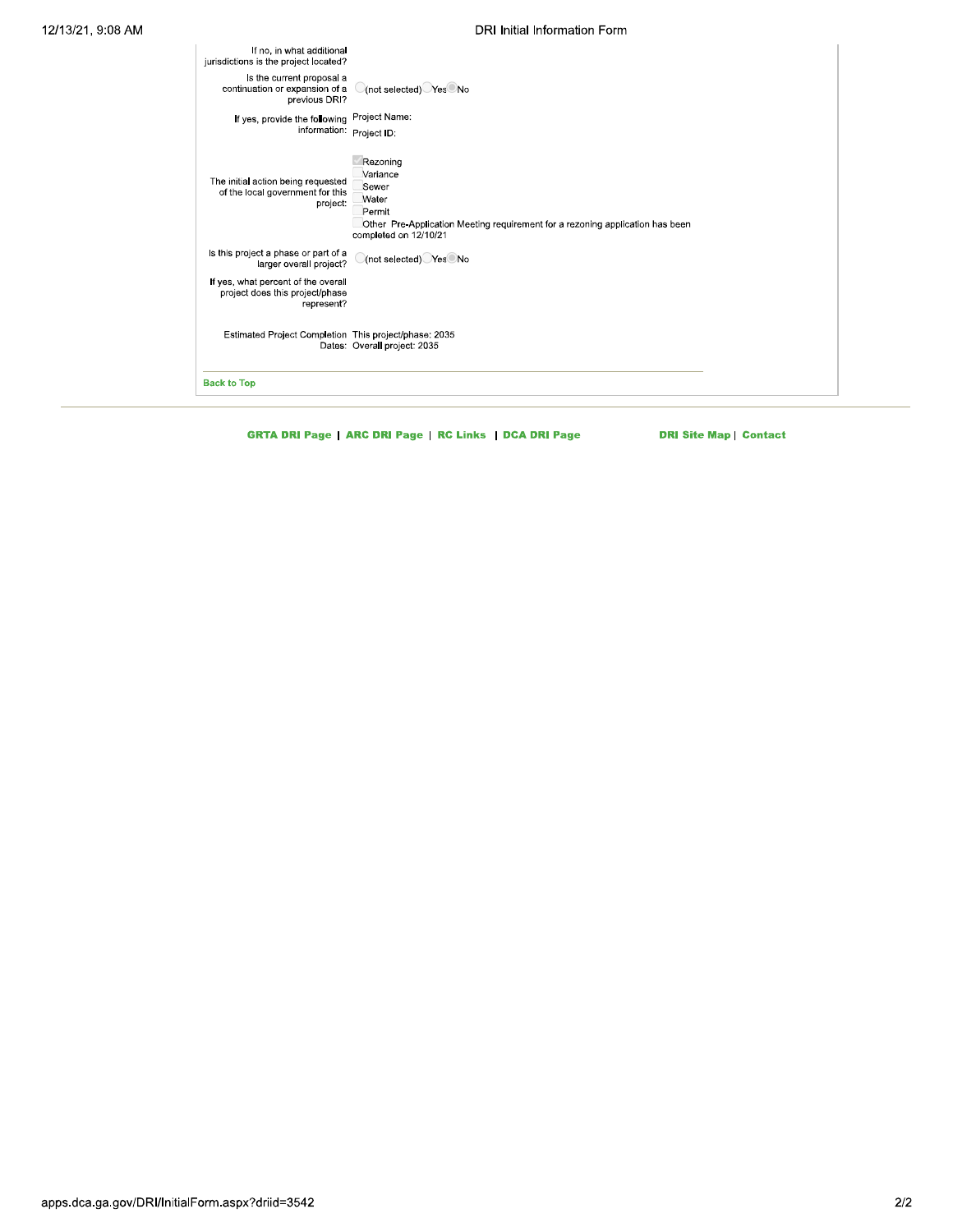| | |
|---|---|
| If no, in what additional jurisdictions is the project located? | |
| Is the current proposal a continuation or expansion of a previous DRI? | ◯(not selected) ◯Yes ◉No |
| If yes, provide the following information: | Project Name:<br>Project ID: |
| The initial action being requested of the local government for this project: | ☑ Rezoning<br>☐ Variance<br>☐ Sewer<br>☐ Water<br>☐ Permit<br>☐ Other Pre-Application Meeting requirement for a rezoning application has been completed on 12/10/21 |
| Is this project a phase or part of a larger overall project? | ◯(not selected) ◯Yes ◉No |
| If yes, what percent of the overall project does this project/phase represent? | |
| Estimated Project Completion Dates: | This project/phase: 2035<br>Overall project: 2035 |

Back to Top

GRTA DRI Page | ARC DRI Page | RC Links | DCA DRI Page    DRI Site Map | Contact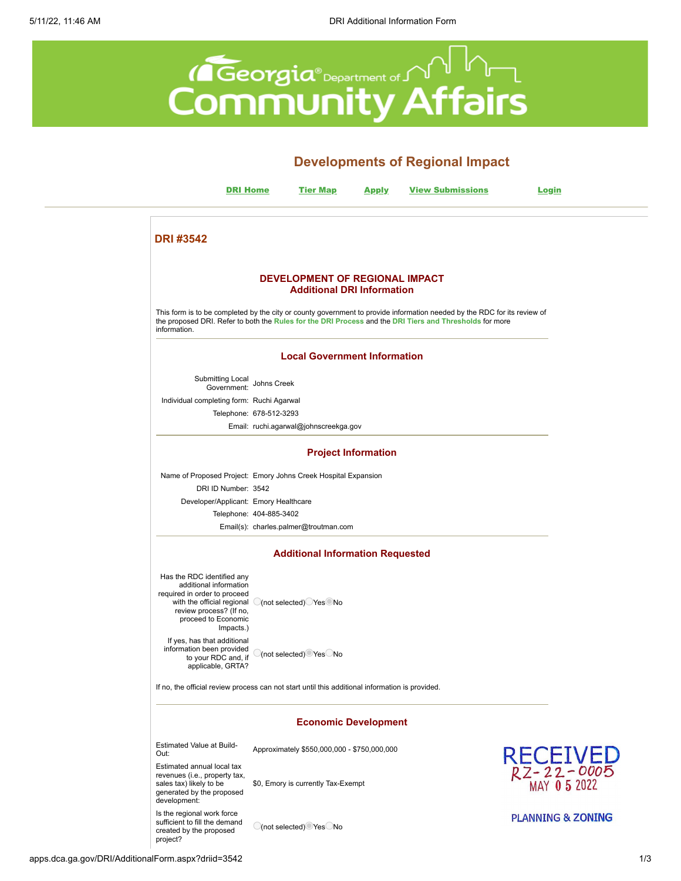# Developments of Regional Impact

DRI Home Tier Map Apply View Submissions Login

## DRI #3542

### DEVELOPMENT OF REGIONAL IMPACT
### Additional DRI Information

This form is to be completed by the city or county government to provide information needed by the RDC for its review of the proposed DRI. Refer to both the **Rules for the DRI Process** and the **DRI Tiers and Thresholds** for more information.

### Local Government Information

| | |
|---|---|
| Submitting Local Government: | Johns Creek |
| Individual completing form: | Ruchi Agarwal |
| Telephone: | 678-512-3293 |
| Email: | ruchi.agarwal@johnscreekga.gov |

### Project Information

| | |
|---|---|
| Name of Proposed Project: | Emory Johns Creek Hospital Expansion |
| DRI ID Number: | 3542 |
| Developer/Applicant: | Emory Healthcare |
| Telephone: | 404-885-3402 |
| Email(s): | charles.palmer@troutman.com |

### Additional Information Requested

| | |
|---|---|
| Has the RDC identified any additional information required in order to proceed with the official regional review process? (If no, proceed to Economic Impacts.) | (not selected) Yes **No** (selected) |
| If yes, has that additional information been provided to your RDC and, if applicable, GRTA? | (not selected) **Yes** (selected) No |

If no, the official review process can not start until this additional information is provided.

### Economic Development

| | |
|---|---|
| Estimated Value at Build-Out: | Approximately $550,000,000 - $750,000,000 |
| Estimated annual local tax revenues (i.e., property tax, sales tax) likely to be generated by the proposed development: | $0, Emory is currently Tax-Exempt |
| Is the regional work force sufficient to fill the demand created by the proposed project? | (not selected) **Yes** (selected) No |

RECEIVED
RZ-22-0005
MAY 05 2022
PLANNING & ZONING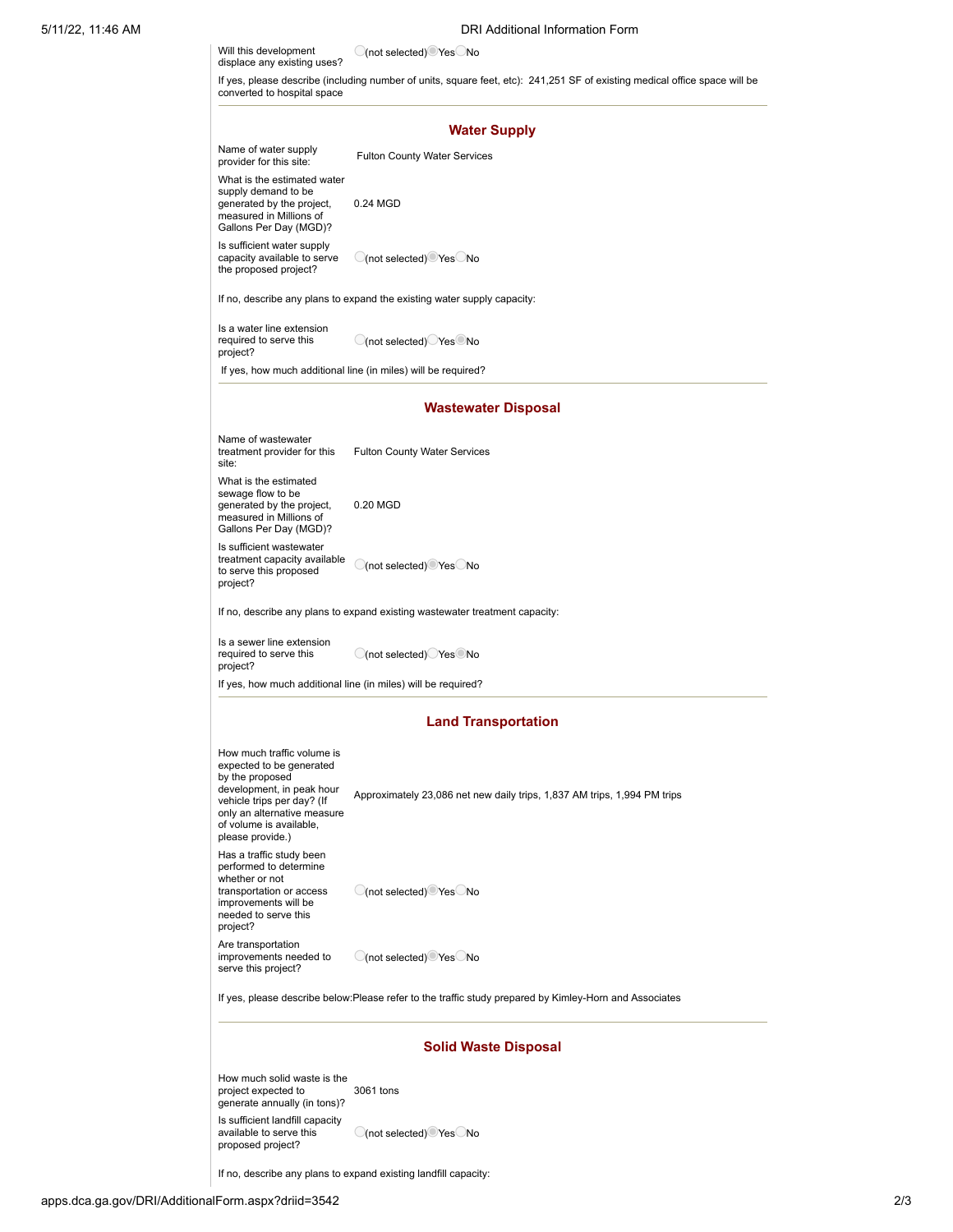| | |
|---|---|
| Will this development displace any existing uses? | (not selected) Yes No — **Yes** |

If yes, please describe (including number of units, square feet, etc): 241,251 SF of existing medical office space will be converted to hospital space

## Water Supply

| | |
|---|---|
| Name of water supply provider for this site: | Fulton County Water Services |
| What is the estimated water supply demand to be generated by the project, measured in Millions of Gallons Per Day (MGD)? | 0.24 MGD |
| Is sufficient water supply capacity available to serve the proposed project? | (not selected) Yes No — **Yes** |

If no, describe any plans to expand the existing water supply capacity:

| | |
|---|---|
| Is a water line extension required to serve this project? | (not selected) Yes No — **No** |

If yes, how much additional line (in miles) will be required?

## Wastewater Disposal

| | |
|---|---|
| Name of wastewater treatment provider for this site: | Fulton County Water Services |
| What is the estimated sewage flow to be generated by the project, measured in Millions of Gallons Per Day (MGD)? | 0.20 MGD |
| Is sufficient wastewater treatment capacity available to serve this proposed project? | (not selected) Yes No — **Yes** |

If no, describe any plans to expand existing wastewater treatment capacity:

| | |
|---|---|
| Is a sewer line extension required to serve this project? | (not selected) Yes No — **No** |

If yes, how much additional line (in miles) will be required?

## Land Transportation

| | |
|---|---|
| How much traffic volume is expected to be generated by the proposed development, in peak hour vehicle trips per day? (If only an alternative measure of volume is available, please provide.) | Approximately 23,086 net new daily trips, 1,837 AM trips, 1,994 PM trips |
| Has a traffic study been performed to determine whether or not transportation or access improvements will be needed to serve this project? | (not selected) Yes No — **Yes** |
| Are transportation improvements needed to serve this project? | (not selected) Yes No — **Yes** |

If yes, please describe below: Please refer to the traffic study prepared by Kimley-Horn and Associates

## Solid Waste Disposal

| | |
|---|---|
| How much solid waste is the project expected to generate annually (in tons)? | 3061 tons |
| Is sufficient landfill capacity available to serve this proposed project? | (not selected) Yes No — **Yes** |

If no, describe any plans to expand existing landfill capacity: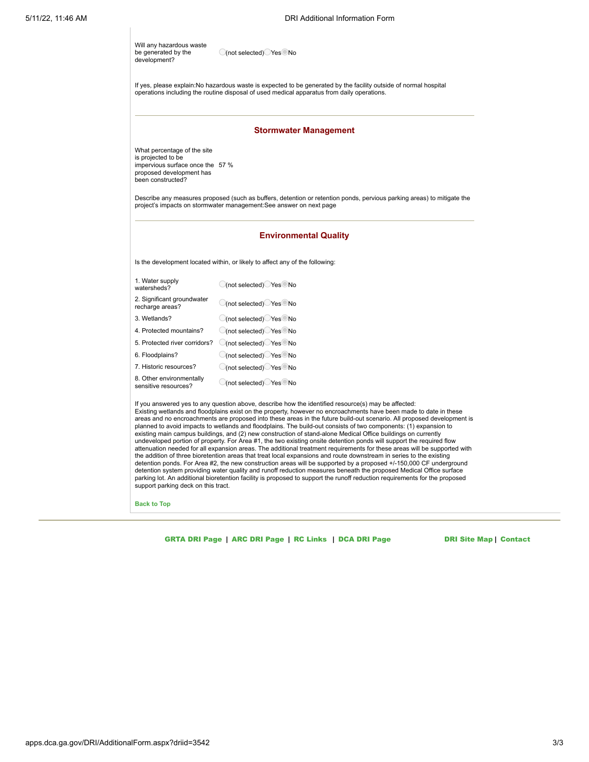Will any hazardous waste be generated by the development? (not selected) Yes **No**

If yes, please explain:No hazardous waste is expected to be generated by the facility outside of normal hospital operations including the routine disposal of used medical apparatus from daily operations.

## Stormwater Management

What percentage of the site is projected to be impervious surface once the proposed development has been constructed? 57 %

Describe any measures proposed (such as buffers, detention or retention ponds, pervious parking areas) to mitigate the project's impacts on stormwater management:See answer on next page

## Environmental Quality

Is the development located within, or likely to affect any of the following:

| | |
|---|---|
| 1. Water supply watersheds? | (not selected) Yes **No** |
| 2. Significant groundwater recharge areas? | (not selected) Yes **No** |
| 3. Wetlands? | (not selected) Yes **No** |
| 4. Protected mountains? | (not selected) Yes **No** |
| 5. Protected river corridors? | (not selected) Yes **No** |
| 6. Floodplains? | (not selected) Yes **No** |
| 7. Historic resources? | (not selected) Yes **No** |
| 8. Other environmentally sensitive resources? | (not selected) Yes **No** |

If you answered yes to any question above, describe how the identified resource(s) may be affected:
Existing wetlands and floodplains exist on the property, however no encroachments have been made to date in these areas and no encroachments are proposed into these areas in the future build-out scenario. All proposed development is planned to avoid impacts to wetlands and floodplains. The build-out consists of two components: (1) expansion to existing main campus buildings, and (2) new construction of stand-alone Medical Office buildings on currently undeveloped portion of property. For Area #1, the two existing onsite detention ponds will support the required flow attenuation needed for all expansion areas. The additional treatment requirements for these areas will be supported with the addition of three bioretention areas that treat local expansions and route downstream in series to the existing detention ponds. For Area #2, the new construction areas will be supported by a proposed +/-150,000 CF underground detention system providing water quality and runoff reduction measures beneath the proposed Medical Office surface parking lot. An additional bioretention facility is proposed to support the runoff reduction requirements for the proposed support parking deck on this tract.

Back to Top

GRTA DRI Page | ARC DRI Page | RC Links | DCA DRI Page    DRI Site Map | Contact